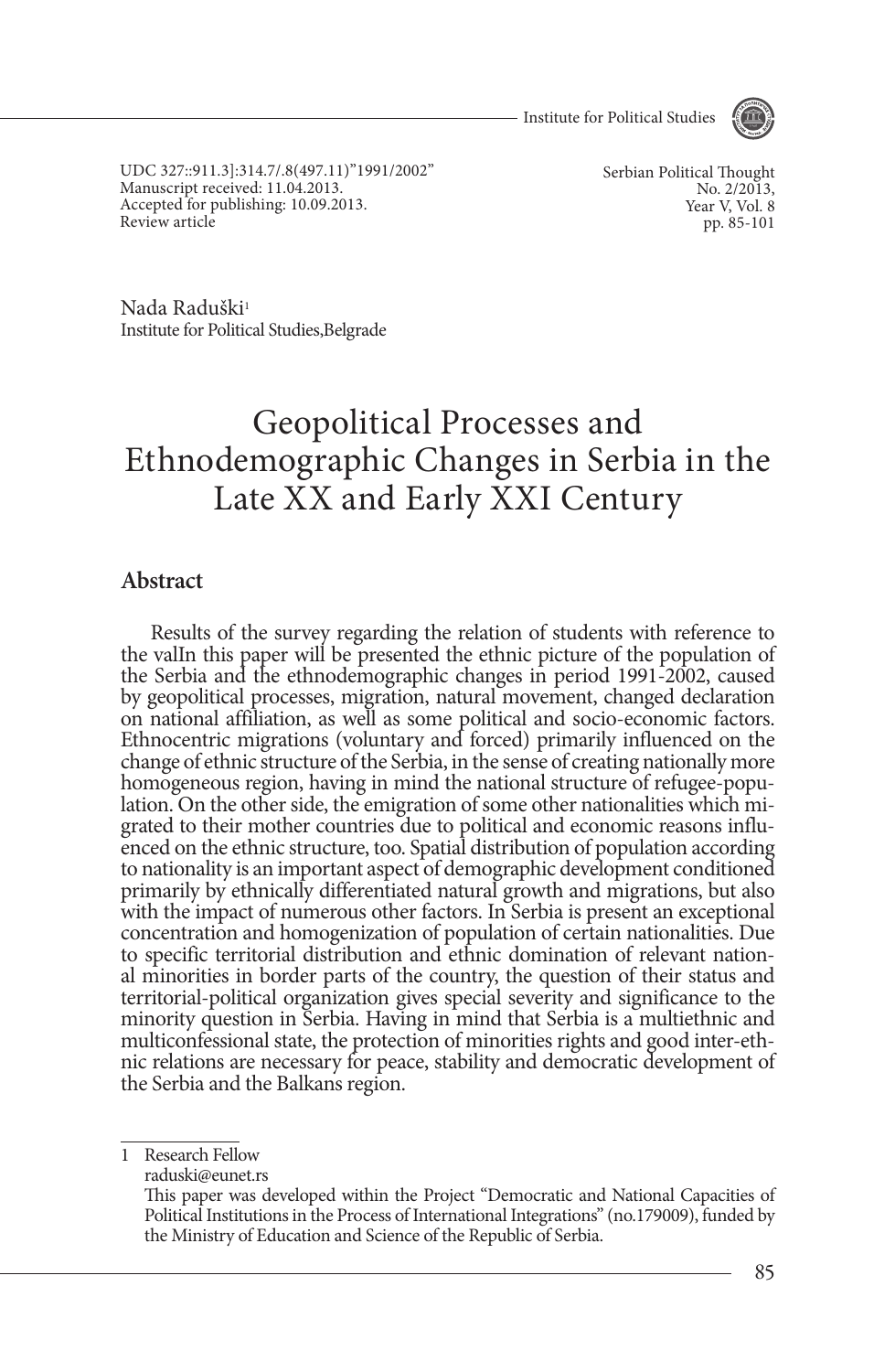UDC 327::911.3]:314.7/.8(497.11)"1991/2002"
Manuscript received: 11.04.2013.
Accepted for publishing: 10.09.2013.
Review article

Serbian Political Thought
No. 2/2013,
Year V, Vol. 8
pp. 85-101

Nada Raduški[1]
Institute for Political Studies,Belgrade

# Geopolitical Processes and Ethnodemographic Changes in Serbia in the Late XX and Early XXI Century

## Abstract

Results of the survey regarding the relation of students with reference to the valIn this paper will be presented the ethnic picture of the population of the Serbia and the ethnodemographic changes in period 1991-2002, caused by geopolitical processes, migration, natural movement, changed declaration on national affiliation, as well as some political and socio-economic factors. Ethnocentric migrations (voluntary and forced) primarily influenced on the change of ethnic structure of the Serbia, in the sense of creating nationally more homogeneous region, having in mind the national structure of refugee-population. On the other side, the emigration of some other nationalities which migrated to their mother countries due to political and economic reasons influenced on the ethnic structure, too. Spatial distribution of population according to nationality is an important aspect of demographic development conditioned primarily by ethnically differentiated natural growth and migrations, but also with the impact of numerous other factors. In Serbia is present an exceptional concentration and homogenization of population of certain nationalities. Due to specific territorial distribution and ethnic domination of relevant national minorities in border parts of the country, the question of their status and territorial-political organization gives special severity and significance to the minority question in Serbia. Having in mind that Serbia is a multiethnic and multiconfessional state, the protection of minorities rights and good inter-ethnic relations are necessary for peace, stability and democratic development of the Serbia and the Balkans region.

---

1 Research Fellow
raduski@eunet.rs
This paper was developed within the Project "Democratic and National Capacities of Political Institutions in the Process of International Integrations" (no.179009), funded by the Ministry of Education and Science of the Republic of Serbia.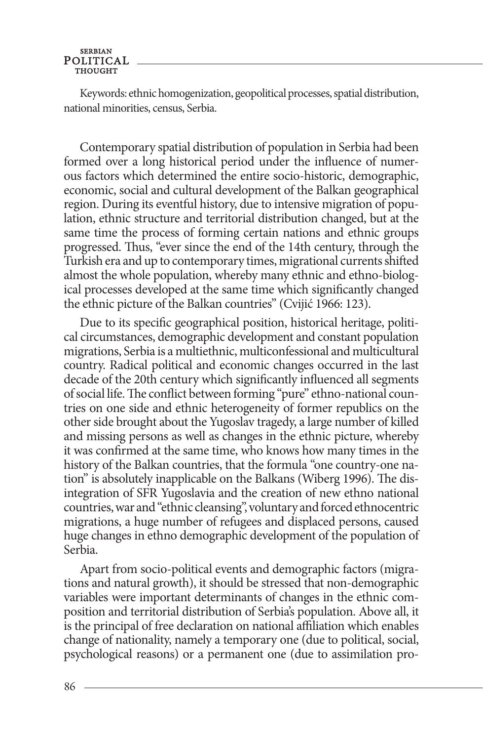Keywords: ethnic homogenization, geopolitical processes, spatial distribution, national minorities, census, Serbia.

Contemporary spatial distribution of population in Serbia had been formed over a long historical period under the influence of numerous factors which determined the entire socio-historic, demographic, economic, social and cultural development of the Balkan geographical region. During its eventful history, due to intensive migration of population, ethnic structure and territorial distribution changed, but at the same time the process of forming certain nations and ethnic groups progressed. Thus, "ever since the end of the 14th century, through the Turkish era and up to contemporary times, migrational currents shifted almost the whole population, whereby many ethnic and ethno-biological processes developed at the same time which significantly changed the ethnic picture of the Balkan countries" (Cvijić 1966: 123).

Due to its specific geographical position, historical heritage, political circumstances, demographic development and constant population migrations, Serbia is a multiethnic, multiconfessional and multicultural country. Radical political and economic changes occurred in the last decade of the 20th century which significantly influenced all segments of social life. The conflict between forming "pure" ethno-national countries on one side and ethnic heterogeneity of former republics on the other side brought about the Yugoslav tragedy, a large number of killed and missing persons as well as changes in the ethnic picture, whereby it was confirmed at the same time, who knows how many times in the history of the Balkan countries, that the formula "one country-one nation" is absolutely inapplicable on the Balkans (Wiberg 1996). The disintegration of SFR Yugoslavia and the creation of new ethno national countries, war and "ethnic cleansing", voluntary and forced ethnocentric migrations, a huge number of refugees and displaced persons, caused huge changes in ethno demographic development of the population of Serbia.

Apart from socio-political events and demographic factors (migrations and natural growth), it should be stressed that non-demographic variables were important determinants of changes in the ethnic composition and territorial distribution of Serbia's population. Above all, it is the principal of free declaration on national affiliation which enables change of nationality, namely a temporary one (due to political, social, psychological reasons) or a permanent one (due to assimilation pro-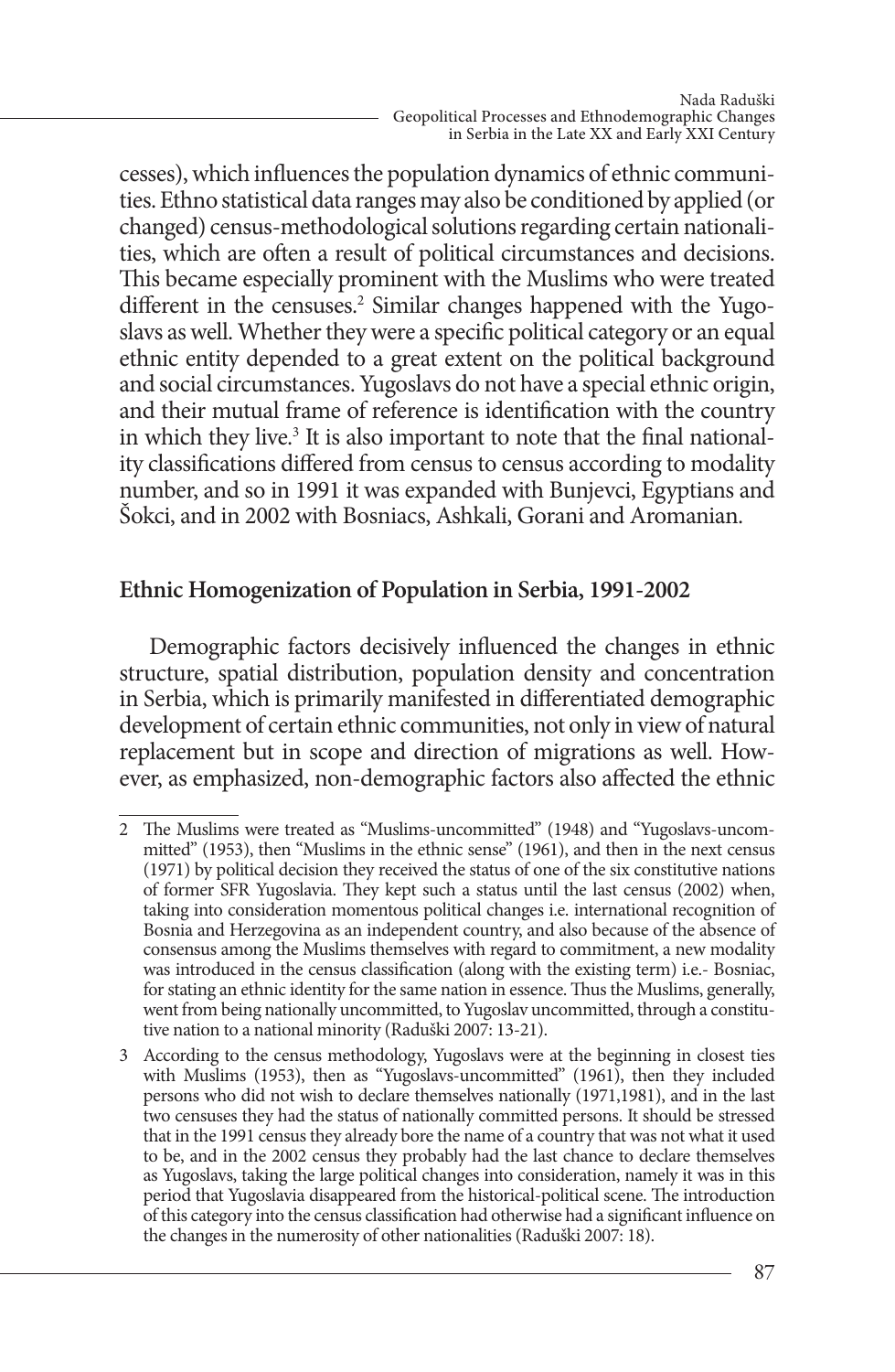cesses), which influences the population dynamics of ethnic communities. Ethno statistical data ranges may also be conditioned by applied (or changed) census-methodological solutions regarding certain nationalities, which are often a result of political circumstances and decisions. This became especially prominent with the Muslims who were treated different in the censuses.[2] Similar changes happened with the Yugoslavs as well. Whether they were a specific political category or an equal ethnic entity depended to a great extent on the political background and social circumstances. Yugoslavs do not have a special ethnic origin, and their mutual frame of reference is identification with the country in which they live.[3] It is also important to note that the final nationality classifications differed from census to census according to modality number, and so in 1991 it was expanded with Bunjevci, Egyptians and Šokci, and in 2002 with Bosniacs, Ashkali, Gorani and Aromanian.

## Ethnic Homogenization of Population in Serbia, 1991-2002

Demographic factors decisively influenced the changes in ethnic structure, spatial distribution, population density and concentration in Serbia, which is primarily manifested in differentiated demographic development of certain ethnic communities, not only in view of natural replacement but in scope and direction of migrations as well. However, as emphasized, non-demographic factors also affected the ethnic

---

2 The Muslims were treated as "Muslims-uncommitted" (1948) and "Yugoslavs-uncommitted" (1953), then "Muslims in the ethnic sense" (1961), and then in the next census (1971) by political decision they received the status of one of the six constitutive nations of former SFR Yugoslavia. They kept such a status until the last census (2002) when, taking into consideration momentous political changes i.e. international recognition of Bosnia and Herzegovina as an independent country, and also because of the absence of consensus among the Muslims themselves with regard to commitment, a new modality was introduced in the census classification (along with the existing term) i.e.- Bosniac, for stating an ethnic identity for the same nation in essence. Thus the Muslims, generally, went from being nationally uncommitted, to Yugoslav uncommitted, through a constitutive nation to a national minority (Raduški 2007: 13-21).

3 According to the census methodology, Yugoslavs were at the beginning in closest ties with Muslims (1953), then as "Yugoslavs-uncommitted" (1961), then they included persons who did not wish to declare themselves nationally (1971,1981), and in the last two censuses they had the status of nationally committed persons. It should be stressed that in the 1991 census they already bore the name of a country that was not what it used to be, and in the 2002 census they probably had the last chance to declare themselves as Yugoslavs, taking the large political changes into consideration, namely it was in this period that Yugoslavia disappeared from the historical-political scene. The introduction of this category into the census classification had otherwise had a significant influence on the changes in the numerosity of other nationalities (Raduški 2007: 18).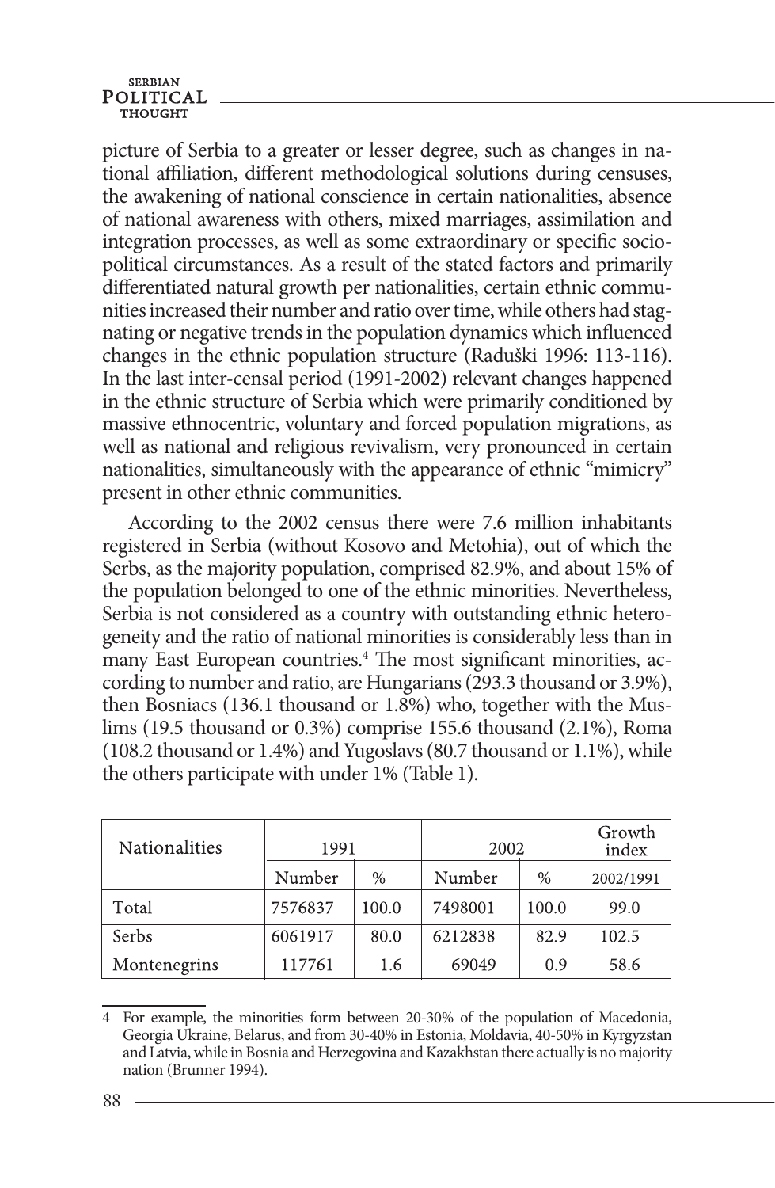picture of Serbia to a greater or lesser degree, such as changes in national affiliation, different methodological solutions during censuses, the awakening of national conscience in certain nationalities, absence of national awareness with others, mixed marriages, assimilation and integration processes, as well as some extraordinary or specific socio-political circumstances. As a result of the stated factors and primarily differentiated natural growth per nationalities, certain ethnic communities increased their number and ratio over time, while others had stagnating or negative trends in the population dynamics which influenced changes in the ethnic population structure (Raduški 1996: 113-116). In the last inter-censal period (1991-2002) relevant changes happened in the ethnic structure of Serbia which were primarily conditioned by massive ethnocentric, voluntary and forced population migrations, as well as national and religious revivalism, very pronounced in certain nationalities, simultaneously with the appearance of ethnic "mimicry" present in other ethnic communities.

According to the 2002 census there were 7.6 million inhabitants registered in Serbia (without Kosovo and Metohia), out of which the Serbs, as the majority population, comprised 82.9%, and about 15% of the population belonged to one of the ethnic minorities. Nevertheless, Serbia is not considered as a country with outstanding ethnic heterogeneity and the ratio of national minorities is considerably less than in many East European countries.[4] The most significant minorities, according to number and ratio, are Hungarians (293.3 thousand or 3.9%), then Bosniacs (136.1 thousand or 1.8%) who, together with the Muslims (19.5 thousand or 0.3%) comprise 155.6 thousand (2.1%), Roma (108.2 thousand or 1.4%) and Yugoslavs (80.7 thousand or 1.1%), while the others participate with under 1% (Table 1).

| Nationalities | 1991 | | 2002 | | Growth index |
|---|---|---|---|---|---|
| | Number | % | Number | % | 2002/1991 |
| Total | 7576837 | 100.0 | 7498001 | 100.0 | 99.0 |
| Serbs | 6061917 | 80.0 | 6212838 | 82.9 | 102.5 |
| Montenegrins | 117761 | 1.6 | 69049 | 0.9 | 58.6 |

4 For example, the minorities form between 20-30% of the population of Macedonia, Georgia Ukraine, Belarus, and from 30-40% in Estonia, Moldavia, 40-50% in Kyrgyzstan and Latvia, while in Bosnia and Herzegovina and Kazakhstan there actually is no majority nation (Brunner 1994).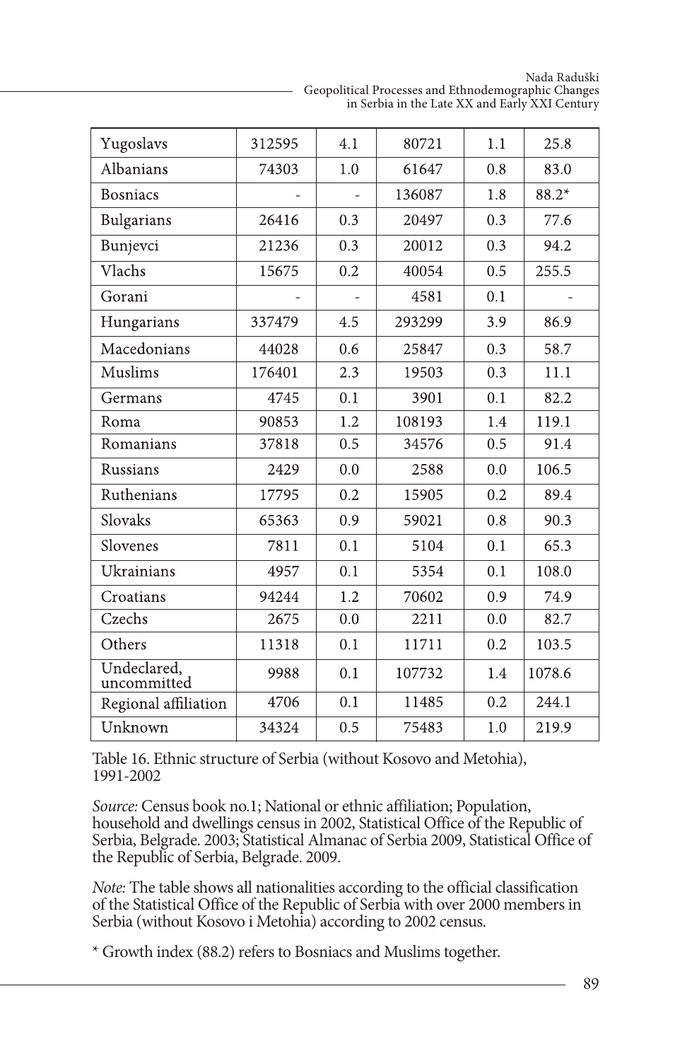| Yugoslavs | 312595 | 4.1 | 80721 | 1.1 | 25.8 |
|---|---|---|---|---|---|
| Albanians | 74303 | 1.0 | 61647 | 0.8 | 83.0 |
| Bosniacs | - | - | 136087 | 1.8 | 88.2* |
| Bulgarians | 26416 | 0.3 | 20497 | 0.3 | 77.6 |
| Bunjevci | 21236 | 0.3 | 20012 | 0.3 | 94.2 |
| Vlachs | 15675 | 0.2 | 40054 | 0.5 | 255.5 |
| Gorani | - | - | 4581 | 0.1 | - |
| Hungarians | 337479 | 4.5 | 293299 | 3.9 | 86.9 |
| Macedonians | 44028 | 0.6 | 25847 | 0.3 | 58.7 |
| Muslims | 176401 | 2.3 | 19503 | 0.3 | 11.1 |
| Germans | 4745 | 0.1 | 3901 | 0.1 | 82.2 |
| Roma | 90853 | 1.2 | 108193 | 1.4 | 119.1 |
| Romanians | 37818 | 0.5 | 34576 | 0.5 | 91.4 |
| Russians | 2429 | 0.0 | 2588 | 0.0 | 106.5 |
| Ruthenians | 17795 | 0.2 | 15905 | 0.2 | 89.4 |
| Slovaks | 65363 | 0.9 | 59021 | 0.8 | 90.3 |
| Slovenes | 7811 | 0.1 | 5104 | 0.1 | 65.3 |
| Ukrainians | 4957 | 0.1 | 5354 | 0.1 | 108.0 |
| Croatians | 94244 | 1.2 | 70602 | 0.9 | 74.9 |
| Czechs | 2675 | 0.0 | 2211 | 0.0 | 82.7 |
| Others | 11318 | 0.1 | 11711 | 0.2 | 103.5 |
| Undeclared, uncommitted | 9988 | 0.1 | 107732 | 1.4 | 1078.6 |
| Regional affiliation | 4706 | 0.1 | 11485 | 0.2 | 244.1 |
| Unknown | 34324 | 0.5 | 75483 | 1.0 | 219.9 |

Table 16. Ethnic structure of Serbia (without Kosovo and Metohia), 1991-2002

*Source:* Census book no.1; National or ethnic affiliation; Population, household and dwellings census in 2002, Statistical Office of the Republic of Serbia, Belgrade. 2003; Statistical Almanac of Serbia 2009, Statistical Office of the Republic of Serbia, Belgrade. 2009.

*Note:* The table shows all nationalities according to the official classification of the Statistical Office of the Republic of Serbia with over 2000 members in Serbia (without Kosovo i Metohia) according to 2002 census.

* Growth index (88.2) refers to Bosniacs and Muslims together.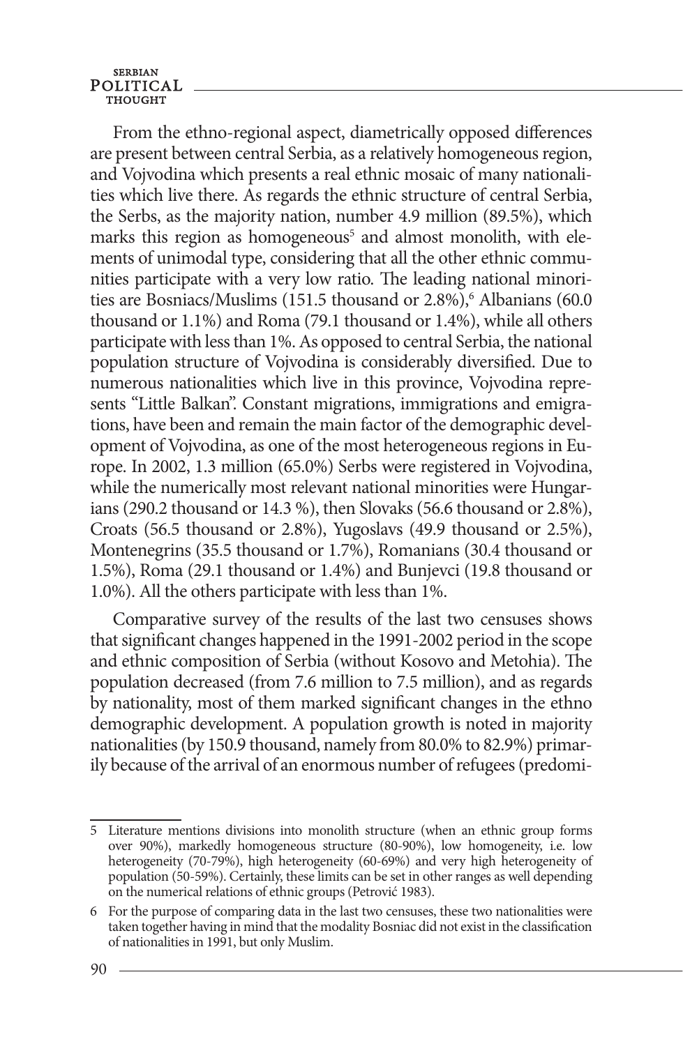From the ethno-regional aspect, diametrically opposed differences are present between central Serbia, as a relatively homogeneous region, and Vojvodina which presents a real ethnic mosaic of many nationalities which live there. As regards the ethnic structure of central Serbia, the Serbs, as the majority nation, number 4.9 million (89.5%), which marks this region as homogeneous[5] and almost monolith, with elements of unimodal type, considering that all the other ethnic communities participate with a very low ratio. The leading national minorities are Bosniacs/Muslims (151.5 thousand or 2.8%),[6] Albanians (60.0 thousand or 1.1%) and Roma (79.1 thousand or 1.4%), while all others participate with less than 1%. As opposed to central Serbia, the national population structure of Vojvodina is considerably diversified. Due to numerous nationalities which live in this province, Vojvodina represents "Little Balkan". Constant migrations, immigrations and emigrations, have been and remain the main factor of the demographic development of Vojvodina, as one of the most heterogeneous regions in Europe. In 2002, 1.3 million (65.0%) Serbs were registered in Vojvodina, while the numerically most relevant national minorities were Hungarians (290.2 thousand or 14.3 %), then Slovaks (56.6 thousand or 2.8%), Croats (56.5 thousand or 2.8%), Yugoslavs (49.9 thousand or 2.5%), Montenegrins (35.5 thousand or 1.7%), Romanians (30.4 thousand or 1.5%), Roma (29.1 thousand or 1.4%) and Bunjevci (19.8 thousand or 1.0%). All the others participate with less than 1%.

Comparative survey of the results of the last two censuses shows that significant changes happened in the 1991-2002 period in the scope and ethnic composition of Serbia (without Kosovo and Metohia). The population decreased (from 7.6 million to 7.5 million), and as regards by nationality, most of them marked significant changes in the ethno demographic development. A population growth is noted in majority nationalities (by 150.9 thousand, namely from 80.0% to 82.9%) primarily because of the arrival of an enormous number of refugees (predomi-

---

5 Literature mentions divisions into monolith structure (when an ethnic group forms over 90%), markedly homogeneous structure (80-90%), low homogeneity, i.e. low heterogeneity (70-79%), high heterogeneity (60-69%) and very high heterogeneity of population (50-59%). Certainly, these limits can be set in other ranges as well depending on the numerical relations of ethnic groups (Petrović 1983).

6 For the purpose of comparing data in the last two censuses, these two nationalities were taken together having in mind that the modality Bosniac did not exist in the classification of nationalities in 1991, but only Muslim.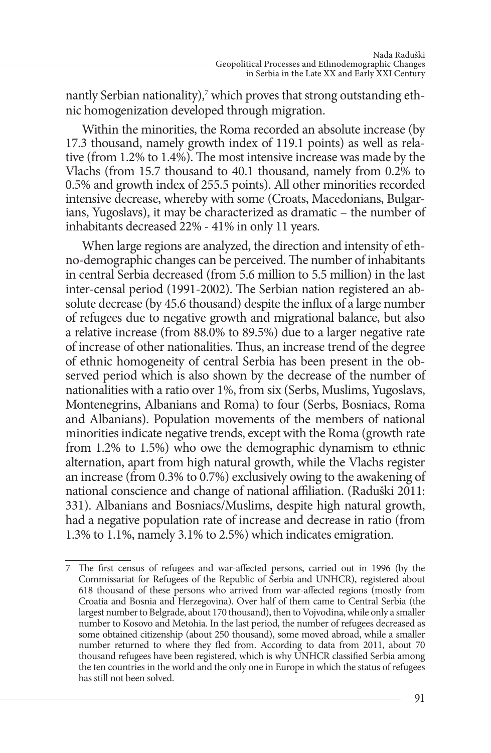nantly Serbian nationality),[7] which proves that strong outstanding ethnic homogenization developed through migration.

Within the minorities, the Roma recorded an absolute increase (by 17.3 thousand, namely growth index of 119.1 points) as well as relative (from 1.2% to 1.4%). The most intensive increase was made by the Vlachs (from 15.7 thousand to 40.1 thousand, namely from 0.2% to 0.5% and growth index of 255.5 points). All other minorities recorded intensive decrease, whereby with some (Croats, Macedonians, Bulgarians, Yugoslavs), it may be characterized as dramatic – the number of inhabitants decreased 22% - 41% in only 11 years.

When large regions are analyzed, the direction and intensity of ethno-demographic changes can be perceived. The number of inhabitants in central Serbia decreased (from 5.6 million to 5.5 million) in the last inter-censal period (1991-2002). The Serbian nation registered an absolute decrease (by 45.6 thousand) despite the influx of a large number of refugees due to negative growth and migrational balance, but also a relative increase (from 88.0% to 89.5%) due to a larger negative rate of increase of other nationalities. Thus, an increase trend of the degree of ethnic homogeneity of central Serbia has been present in the observed period which is also shown by the decrease of the number of nationalities with a ratio over 1%, from six (Serbs, Muslims, Yugoslavs, Montenegrins, Albanians and Roma) to four (Serbs, Bosniacs, Roma and Albanians). Population movements of the members of national minorities indicate negative trends, except with the Roma (growth rate from 1.2% to 1.5%) who owe the demographic dynamism to ethnic alternation, apart from high natural growth, while the Vlachs register an increase (from 0.3% to 0.7%) exclusively owing to the awakening of national conscience and change of national affiliation. (Raduški 2011: 331). Albanians and Bosniacs/Muslims, despite high natural growth, had a negative population rate of increase and decrease in ratio (from 1.3% to 1.1%, namely 3.1% to 2.5%) which indicates emigration.

---

7 The first census of refugees and war-affected persons, carried out in 1996 (by the Commissariat for Refugees of the Republic of Serbia and UNHCR), registered about 618 thousand of these persons who arrived from war-affected regions (mostly from Croatia and Bosnia and Herzegovina). Over half of them came to Central Serbia (the largest number to Belgrade, about 170 thousand), then to Vojvodina, while only a smaller number to Kosovo and Metohia. In the last period, the number of refugees decreased as some obtained citizenship (about 250 thousand), some moved abroad, while a smaller number returned to where they fled from. According to data from 2011, about 70 thousand refugees have been registered, which is why UNHCR classified Serbia among the ten countries in the world and the only one in Europe in which the status of refugees has still not been solved.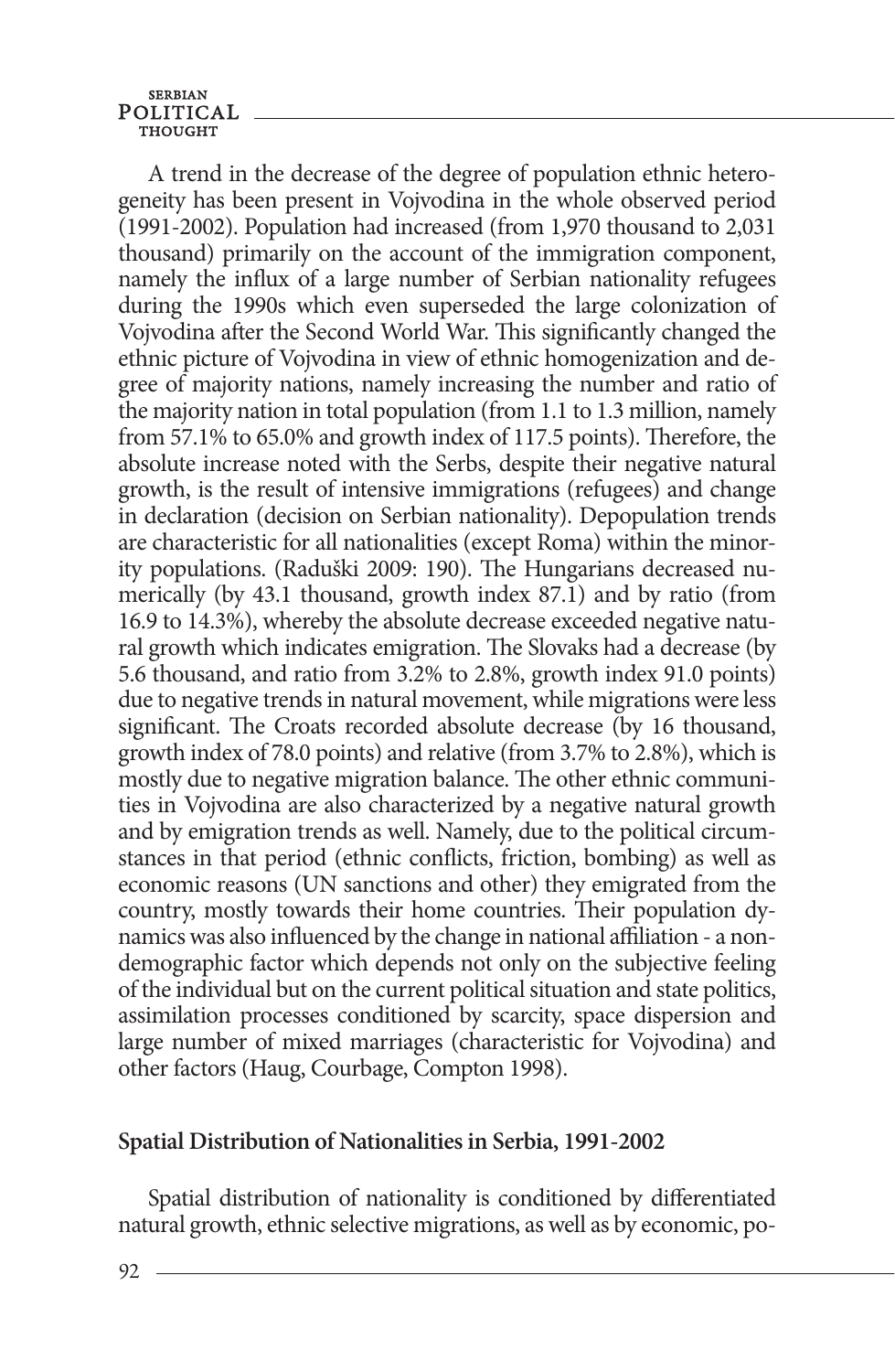A trend in the decrease of the degree of population ethnic heterogeneity has been present in Vojvodina in the whole observed period (1991-2002). Population had increased (from 1,970 thousand to 2,031 thousand) primarily on the account of the immigration component, namely the influx of a large number of Serbian nationality refugees during the 1990s which even superseded the large colonization of Vojvodina after the Second World War. This significantly changed the ethnic picture of Vojvodina in view of ethnic homogenization and degree of majority nations, namely increasing the number and ratio of the majority nation in total population (from 1.1 to 1.3 million, namely from 57.1% to 65.0% and growth index of 117.5 points). Therefore, the absolute increase noted with the Serbs, despite their negative natural growth, is the result of intensive immigrations (refugees) and change in declaration (decision on Serbian nationality). Depopulation trends are characteristic for all nationalities (except Roma) within the minority populations. (Raduški 2009: 190). The Hungarians decreased numerically (by 43.1 thousand, growth index 87.1) and by ratio (from 16.9 to 14.3%), whereby the absolute decrease exceeded negative natural growth which indicates emigration. The Slovaks had a decrease (by 5.6 thousand, and ratio from 3.2% to 2.8%, growth index 91.0 points) due to negative trends in natural movement, while migrations were less significant. The Croats recorded absolute decrease (by 16 thousand, growth index of 78.0 points) and relative (from 3.7% to 2.8%), which is mostly due to negative migration balance. The other ethnic communities in Vojvodina are also characterized by a negative natural growth and by emigration trends as well. Namely, due to the political circumstances in that period (ethnic conflicts, friction, bombing) as well as economic reasons (UN sanctions and other) they emigrated from the country, mostly towards their home countries. Their population dynamics was also influenced by the change in national affiliation - a non-demographic factor which depends not only on the subjective feeling of the individual but on the current political situation and state politics, assimilation processes conditioned by scarcity, space dispersion and large number of mixed marriages (characteristic for Vojvodina) and other factors (Haug, Courbage, Compton 1998).

## Spatial Distribution of Nationalities in Serbia, 1991-2002

Spatial distribution of nationality is conditioned by differentiated natural growth, ethnic selective migrations, as well as by economic, po-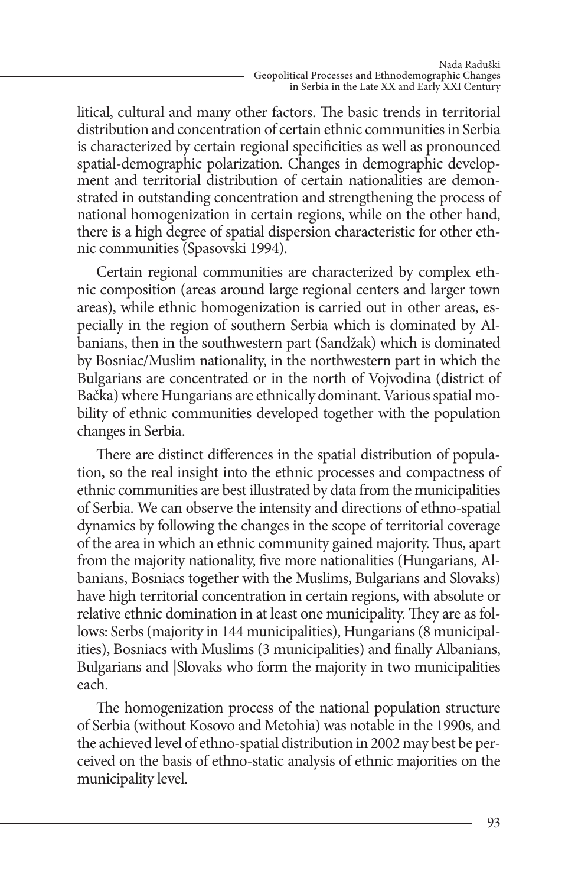litical, cultural and many other factors. The basic trends in territorial distribution and concentration of certain ethnic communities in Serbia is characterized by certain regional specificities as well as pronounced spatial-demographic polarization. Changes in demographic development and territorial distribution of certain nationalities are demonstrated in outstanding concentration and strengthening the process of national homogenization in certain regions, while on the other hand, there is a high degree of spatial dispersion characteristic for other ethnic communities (Spasovski 1994).

Certain regional communities are characterized by complex ethnic composition (areas around large regional centers and larger town areas), while ethnic homogenization is carried out in other areas, especially in the region of southern Serbia which is dominated by Albanians, then in the southwestern part (Sandžak) which is dominated by Bosniac/Muslim nationality, in the northwestern part in which the Bulgarians are concentrated or in the north of Vojvodina (district of Bačka) where Hungarians are ethnically dominant. Various spatial mobility of ethnic communities developed together with the population changes in Serbia.

There are distinct differences in the spatial distribution of population, so the real insight into the ethnic processes and compactness of ethnic communities are best illustrated by data from the municipalities of Serbia. We can observe the intensity and directions of ethno-spatial dynamics by following the changes in the scope of territorial coverage of the area in which an ethnic community gained majority. Thus, apart from the majority nationality, five more nationalities (Hungarians, Albanians, Bosniacs together with the Muslims, Bulgarians and Slovaks) have high territorial concentration in certain regions, with absolute or relative ethnic domination in at least one municipality. They are as follows: Serbs (majority in 144 municipalities), Hungarians (8 municipalities), Bosniacs with Muslims (3 municipalities) and finally Albanians, Bulgarians and |Slovaks who form the majority in two municipalities each.

The homogenization process of the national population structure of Serbia (without Kosovo and Metohia) was notable in the 1990s, and the achieved level of ethno-spatial distribution in 2002 may best be perceived on the basis of ethno-static analysis of ethnic majorities on the municipality level.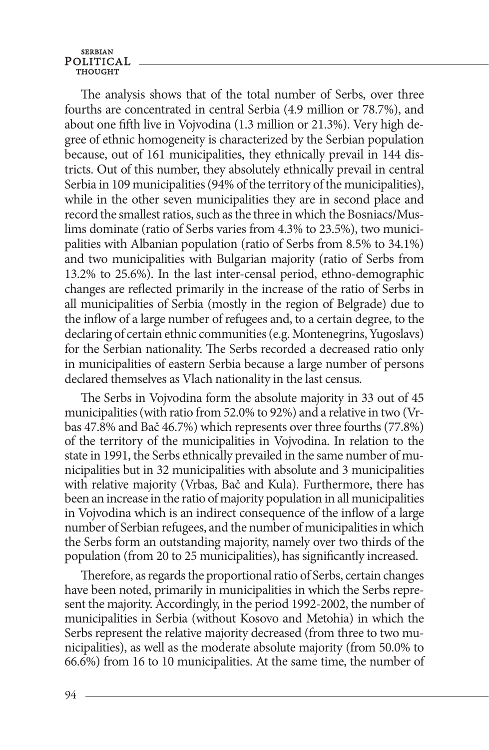The analysis shows that of the total number of Serbs, over three fourths are concentrated in central Serbia (4.9 million or 78.7%), and about one fifth live in Vojvodina (1.3 million or 21.3%). Very high degree of ethnic homogeneity is characterized by the Serbian population because, out of 161 municipalities, they ethnically prevail in 144 districts. Out of this number, they absolutely ethnically prevail in central Serbia in 109 municipalities (94% of the territory of the municipalities), while in the other seven municipalities they are in second place and record the smallest ratios, such as the three in which the Bosniacs/Muslims dominate (ratio of Serbs varies from 4.3% to 23.5%), two municipalities with Albanian population (ratio of Serbs from 8.5% to 34.1%) and two municipalities with Bulgarian majority (ratio of Serbs from 13.2% to 25.6%). In the last inter-censal period, ethno-demographic changes are reflected primarily in the increase of the ratio of Serbs in all municipalities of Serbia (mostly in the region of Belgrade) due to the inflow of a large number of refugees and, to a certain degree, to the declaring of certain ethnic communities (e.g. Montenegrins, Yugoslavs) for the Serbian nationality. The Serbs recorded a decreased ratio only in municipalities of eastern Serbia because a large number of persons declared themselves as Vlach nationality in the last census.

The Serbs in Vojvodina form the absolute majority in 33 out of 45 municipalities (with ratio from 52.0% to 92%) and a relative in two (Vrbas 47.8% and Bač 46.7%) which represents over three fourths (77.8%) of the territory of the municipalities in Vojvodina. In relation to the state in 1991, the Serbs ethnically prevailed in the same number of municipalities but in 32 municipalities with absolute and 3 municipalities with relative majority (Vrbas, Bač and Kula). Furthermore, there has been an increase in the ratio of majority population in all municipalities in Vojvodina which is an indirect consequence of the inflow of a large number of Serbian refugees, and the number of municipalities in which the Serbs form an outstanding majority, namely over two thirds of the population (from 20 to 25 municipalities), has significantly increased.

Therefore, as regards the proportional ratio of Serbs, certain changes have been noted, primarily in municipalities in which the Serbs represent the majority. Accordingly, in the period 1992-2002, the number of municipalities in Serbia (without Kosovo and Metohia) in which the Serbs represent the relative majority decreased (from three to two municipalities), as well as the moderate absolute majority (from 50.0% to 66.6%) from 16 to 10 municipalities. At the same time, the number of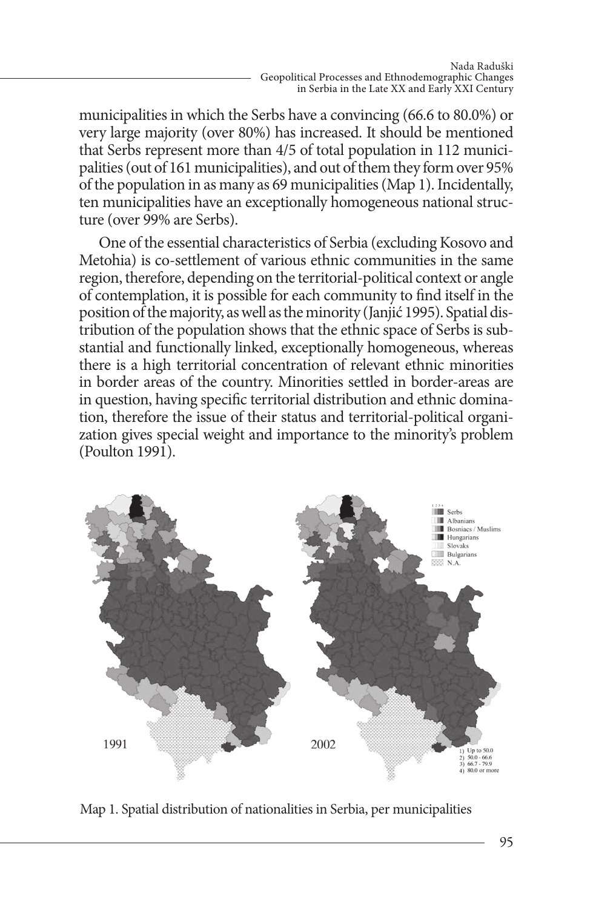municipalities in which the Serbs have a convincing (66.6 to 80.0%) or very large majority (over 80%) has increased. It should be mentioned that Serbs represent more than 4/5 of total population in 112 municipalities (out of 161 municipalities), and out of them they form over 95% of the population in as many as 69 municipalities (Map 1). Incidentally, ten municipalities have an exceptionally homogeneous national structure (over 99% are Serbs).

One of the essential characteristics of Serbia (excluding Kosovo and Metohia) is co-settlement of various ethnic communities in the same region, therefore, depending on the territorial-political context or angle of contemplation, it is possible for each community to find itself in the position of the majority, as well as the minority (Janjić 1995). Spatial distribution of the population shows that the ethnic space of Serbs is substantial and functionally linked, exceptionally homogeneous, whereas there is a high territorial concentration of relevant ethnic minorities in border areas of the country. Minorities settled in border-areas are in question, having specific territorial distribution and ethnic domination, therefore the issue of their status and territorial-political organization gives special weight and importance to the minority's problem (Poulton 1991).

Map 1. Spatial distribution of nationalities in Serbia, per municipalities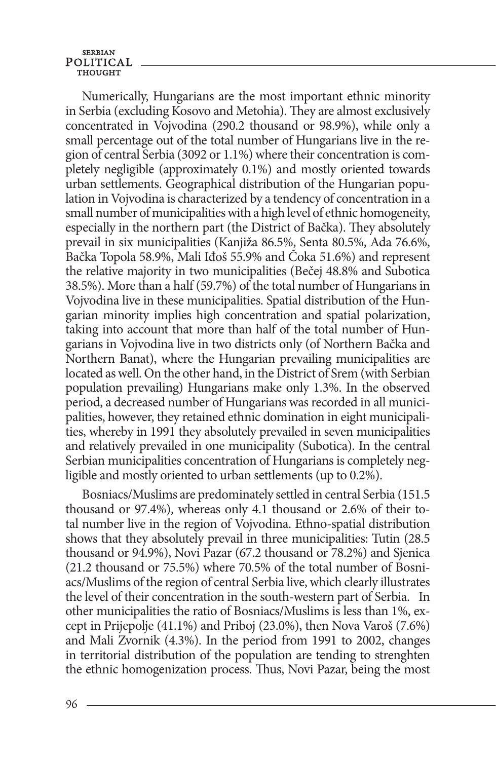Numerically, Hungarians are the most important ethnic minority in Serbia (excluding Kosovo and Metohia). They are almost exclusively concentrated in Vojvodina (290.2 thousand or 98.9%), while only a small percentage out of the total number of Hungarians live in the region of central Serbia (3092 or 1.1%) where their concentration is completely negligible (approximately 0.1%) and mostly oriented towards urban settlements. Geographical distribution of the Hungarian population in Vojvodina is characterized by a tendency of concentration in a small number of municipalities with a high level of ethnic homogeneity, especially in the northern part (the District of Bačka). They absolutely prevail in six municipalities (Kanjiža 86.5%, Senta 80.5%, Ada 76.6%, Bačka Topola 58.9%, Mali Iđoš 55.9% and Čoka 51.6%) and represent the relative majority in two municipalities (Bečej 48.8% and Subotica 38.5%). More than a half (59.7%) of the total number of Hungarians in Vojvodina live in these municipalities. Spatial distribution of the Hungarian minority implies high concentration and spatial polarization, taking into account that more than half of the total number of Hungarians in Vojvodina live in two districts only (of Northern Bačka and Northern Banat), where the Hungarian prevailing municipalities are located as well. On the other hand, in the District of Srem (with Serbian population prevailing) Hungarians make only 1.3%. In the observed period, a decreased number of Hungarians was recorded in all municipalities, however, they retained ethnic domination in eight municipalities, whereby in 1991 they absolutely prevailed in seven municipalities and relatively prevailed in one municipality (Subotica). In the central Serbian municipalities concentration of Hungarians is completely negligible and mostly oriented to urban settlements (up to 0.2%).

Bosniacs/Muslims are predominately settled in central Serbia (151.5 thousand or 97.4%), whereas only 4.1 thousand or 2.6% of their total number live in the region of Vojvodina. Ethno-spatial distribution shows that they absolutely prevail in three municipalities: Tutin (28.5 thousand or 94.9%), Novi Pazar (67.2 thousand or 78.2%) and Sjenica (21.2 thousand or 75.5%) where 70.5% of the total number of Bosniacs/Muslims of the region of central Serbia live, which clearly illustrates the level of their concentration in the south-western part of Serbia. In other municipalities the ratio of Bosniacs/Muslims is less than 1%, except in Prijepolje (41.1%) and Priboj (23.0%), then Nova Varoš (7.6%) and Mali Zvornik (4.3%). In the period from 1991 to 2002, changes in territorial distribution of the population are tending to strenghten the ethnic homogenization process. Thus, Novi Pazar, being the most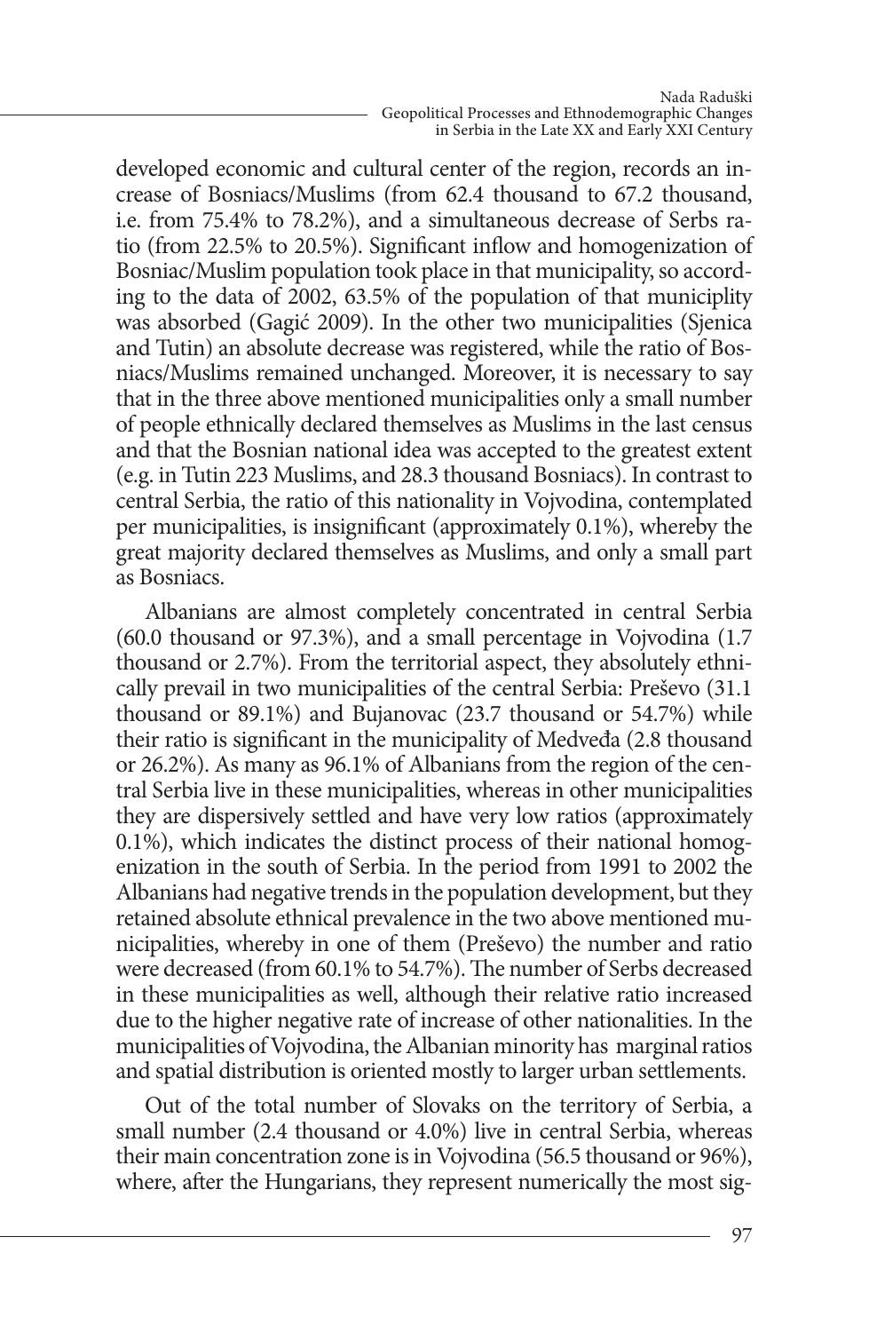developed economic and cultural center of the region, records an increase of Bosniacs/Muslims (from 62.4 thousand to 67.2 thousand, i.e. from 75.4% to 78.2%), and a simultaneous decrease of Serbs ratio (from 22.5% to 20.5%). Significant inflow and homogenization of Bosniac/Muslim population took place in that municipality, so according to the data of 2002, 63.5% of the population of that municiplity was absorbed (Gagić 2009). In the other two municipalities (Sjenica and Tutin) an absolute decrease was registered, while the ratio of Bosniacs/Muslims remained unchanged. Moreover, it is necessary to say that in the three above mentioned municipalities only a small number of people ethnically declared themselves as Muslims in the last census and that the Bosnian national idea was accepted to the greatest extent (e.g. in Tutin 223 Muslims, and 28.3 thousand Bosniacs). In contrast to central Serbia, the ratio of this nationality in Vojvodina, contemplated per municipalities, is insignificant (approximately 0.1%), whereby the great majority declared themselves as Muslims, and only a small part as Bosniacs.

Albanians are almost completely concentrated in central Serbia (60.0 thousand or 97.3%), and a small percentage in Vojvodina (1.7 thousand or 2.7%). From the territorial aspect, they absolutely ethnically prevail in two municipalities of the central Serbia: Preševo (31.1 thousand or 89.1%) and Bujanovac (23.7 thousand or 54.7%) while their ratio is significant in the municipality of Medveđa (2.8 thousand or 26.2%). As many as 96.1% of Albanians from the region of the central Serbia live in these municipalities, whereas in other municipalities they are dispersively settled and have very low ratios (approximately 0.1%), which indicates the distinct process of their national homogenization in the south of Serbia. In the period from 1991 to 2002 the Albanians had negative trends in the population development, but they retained absolute ethnical prevalence in the two above mentioned municipalities, whereby in one of them (Preševo) the number and ratio were decreased (from 60.1% to 54.7%). The number of Serbs decreased in these municipalities as well, although their relative ratio increased due to the higher negative rate of increase of other nationalities. In the municipalities of Vojvodina, the Albanian minority has marginal ratios and spatial distribution is oriented mostly to larger urban settlements.

Out of the total number of Slovaks on the territory of Serbia, a small number (2.4 thousand or 4.0%) live in central Serbia, whereas their main concentration zone is in Vojvodina (56.5 thousand or 96%), where, after the Hungarians, they represent numerically the most sig-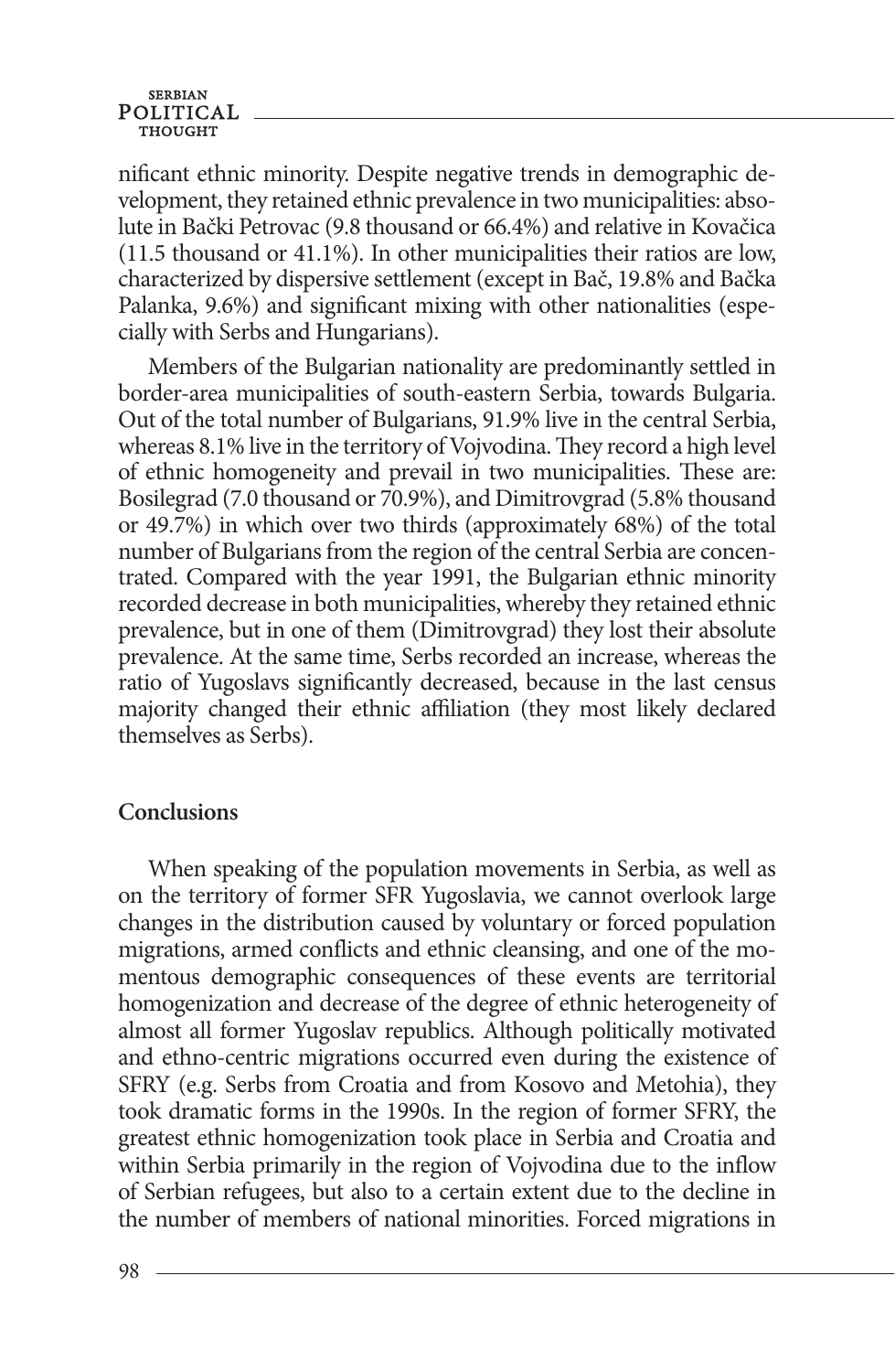nificant ethnic minority. Despite negative trends in demographic development, they retained ethnic prevalence in two municipalities: absolute in Bački Petrovac (9.8 thousand or 66.4%) and relative in Kovačica (11.5 thousand or 41.1%). In other municipalities their ratios are low, characterized by dispersive settlement (except in Bač, 19.8% and Bačka Palanka, 9.6%) and significant mixing with other nationalities (especially with Serbs and Hungarians).

Members of the Bulgarian nationality are predominantly settled in border-area municipalities of south-eastern Serbia, towards Bulgaria. Out of the total number of Bulgarians, 91.9% live in the central Serbia, whereas 8.1% live in the territory of Vojvodina. They record a high level of ethnic homogeneity and prevail in two municipalities. These are: Bosilegrad (7.0 thousand or 70.9%), and Dimitrovgrad (5.8% thousand or 49.7%) in which over two thirds (approximately 68%) of the total number of Bulgarians from the region of the central Serbia are concentrated. Compared with the year 1991, the Bulgarian ethnic minority recorded decrease in both municipalities, whereby they retained ethnic prevalence, but in one of them (Dimitrovgrad) they lost their absolute prevalence. At the same time, Serbs recorded an increase, whereas the ratio of Yugoslavs significantly decreased, because in the last census majority changed their ethnic affiliation (they most likely declared themselves as Serbs).

## Conclusions

When speaking of the population movements in Serbia, as well as on the territory of former SFR Yugoslavia, we cannot overlook large changes in the distribution caused by voluntary or forced population migrations, armed conflicts and ethnic cleansing, and one of the momentous demographic consequences of these events are territorial homogenization and decrease of the degree of ethnic heterogeneity of almost all former Yugoslav republics. Although politically motivated and ethno-centric migrations occurred even during the existence of SFRY (e.g. Serbs from Croatia and from Kosovo and Metohia), they took dramatic forms in the 1990s. In the region of former SFRY, the greatest ethnic homogenization took place in Serbia and Croatia and within Serbia primarily in the region of Vojvodina due to the inflow of Serbian refugees, but also to a certain extent due to the decline in the number of members of national minorities. Forced migrations in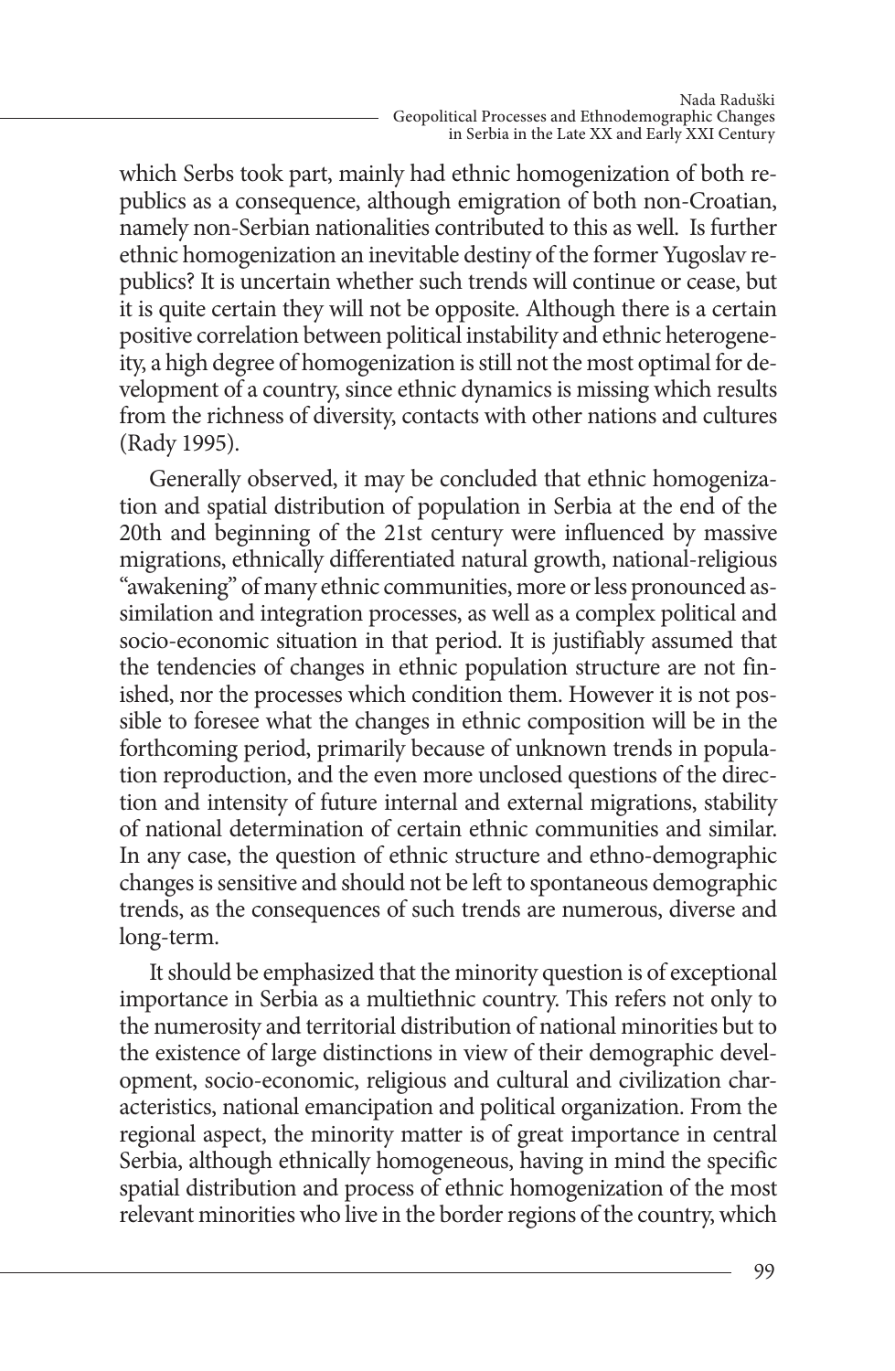which Serbs took part, mainly had ethnic homogenization of both republics as a consequence, although emigration of both non-Croatian, namely non-Serbian nationalities contributed to this as well. Is further ethnic homogenization an inevitable destiny of the former Yugoslav republics? It is uncertain whether such trends will continue or cease, but it is quite certain they will not be opposite. Although there is a certain positive correlation between political instability and ethnic heterogeneity, a high degree of homogenization is still not the most optimal for development of a country, since ethnic dynamics is missing which results from the richness of diversity, contacts with other nations and cultures (Rady 1995).

Generally observed, it may be concluded that ethnic homogenization and spatial distribution of population in Serbia at the end of the 20th and beginning of the 21st century were influenced by massive migrations, ethnically differentiated natural growth, national-religious "awakening" of many ethnic communities, more or less pronounced assimilation and integration processes, as well as a complex political and socio-economic situation in that period. It is justifiably assumed that the tendencies of changes in ethnic population structure are not finished, nor the processes which condition them. However it is not possible to foresee what the changes in ethnic composition will be in the forthcoming period, primarily because of unknown trends in population reproduction, and the even more unclosed questions of the direction and intensity of future internal and external migrations, stability of national determination of certain ethnic communities and similar. In any case, the question of ethnic structure and ethno-demographic changes is sensitive and should not be left to spontaneous demographic trends, as the consequences of such trends are numerous, diverse and long-term.

It should be emphasized that the minority question is of exceptional importance in Serbia as a multiethnic country. This refers not only to the numerosity and territorial distribution of national minorities but to the existence of large distinctions in view of their demographic development, socio-economic, religious and cultural and civilization characteristics, national emancipation and political organization. From the regional aspect, the minority matter is of great importance in central Serbia, although ethnically homogeneous, having in mind the specific spatial distribution and process of ethnic homogenization of the most relevant minorities who live in the border regions of the country, which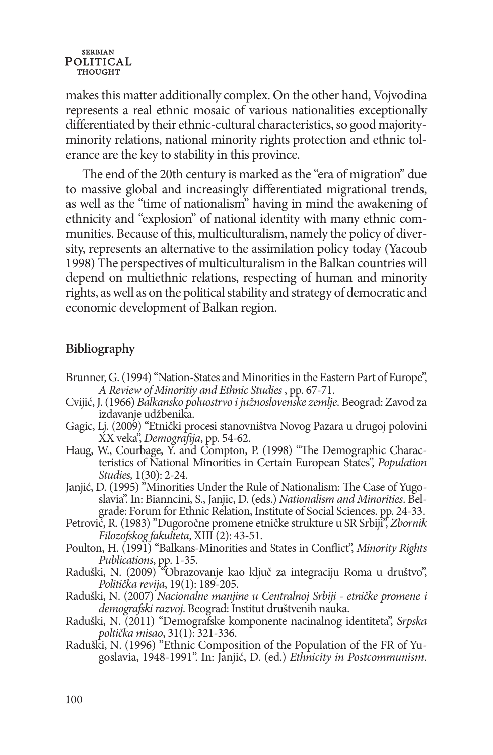makes this matter additionally complex. On the other hand, Vojvodina represents a real ethnic mosaic of various nationalities exceptionally differentiated by their ethnic-cultural characteristics, so good majority-minority relations, national minority rights protection and ethnic tolerance are the key to stability in this province.

The end of the 20th century is marked as the "era of migration" due to massive global and increasingly differentiated migrational trends, as well as the "time of nationalism" having in mind the awakening of ethnicity and "explosion" of national identity with many ethnic communities. Because of this, multiculturalism, namely the policy of diversity, represents an alternative to the assimilation policy today (Yacoub 1998) The perspectives of multiculturalism in the Balkan countries will depend on multiethnic relations, respecting of human and minority rights, as well as on the political stability and strategy of democratic and economic development of Balkan region.

## Bibliography

Brunner, G. (1994) "Nation-States and Minorities in the Eastern Part of Europe", *A Review of Minoritiy and Ethnic Studies* , pp. 67-71.

Cvijić, J. (1966) *Balkansko poluostrvo i južnoslovenske zemlje*. Beograd: Zavod za izdavanje udžbenika.

Gagic, Lj. (2009) "Etnički procesi stanovništva Novog Pazara u drugoj polovini XX veka", *Demografija*, pp. 54-62.

Haug, W., Courbage, Y. and Compton, P. (1998) "The Demographic Characteristics of National Minorities in Certain European States", *Population Studies,* 1(30): 2-24.

Janjić, D. (1995) "Minorities Under the Rule of Nationalism: The Case of Yugoslavia". In: Bianncini, S., Janjic, D. (eds.) *Nationalism and Minorities*. Belgrade: Forum for Ethnic Relation, Institute of Social Sciences. pp. 24-33.

Petrović, R. (1983) "Dugoročne promene etničke strukture u SR Srbiji", *Zbornik Filozofskog fakulteta*, XIII (2): 43-51.

Poulton, H. (1991) "Balkans-Minorities and States in Conflict", *Minority Rights Publications*, pp. 1-35.

Raduški, N. (2009) "Obrazovanje kao ključ za integraciju Roma u društvo", *Politička revija*, 19(1): 189-205.

Raduški, N. (2007) *Nacionalne manjine u Centralnoj Srbiji - etničke promene i demografski razvoj*. Beograd: Institut društvenih nauka.

Raduški, N. (2011) "Demografske komponente nacinalnog identiteta", *Srpska poltička misao*, 31(1): 321-336.

Raduški, N. (1996) "Ethnic Composition of the Population of the FR of Yugoslavia, 1948-1991". In: Janjić, D. (ed.) *Ethnicity in Postcommunism.*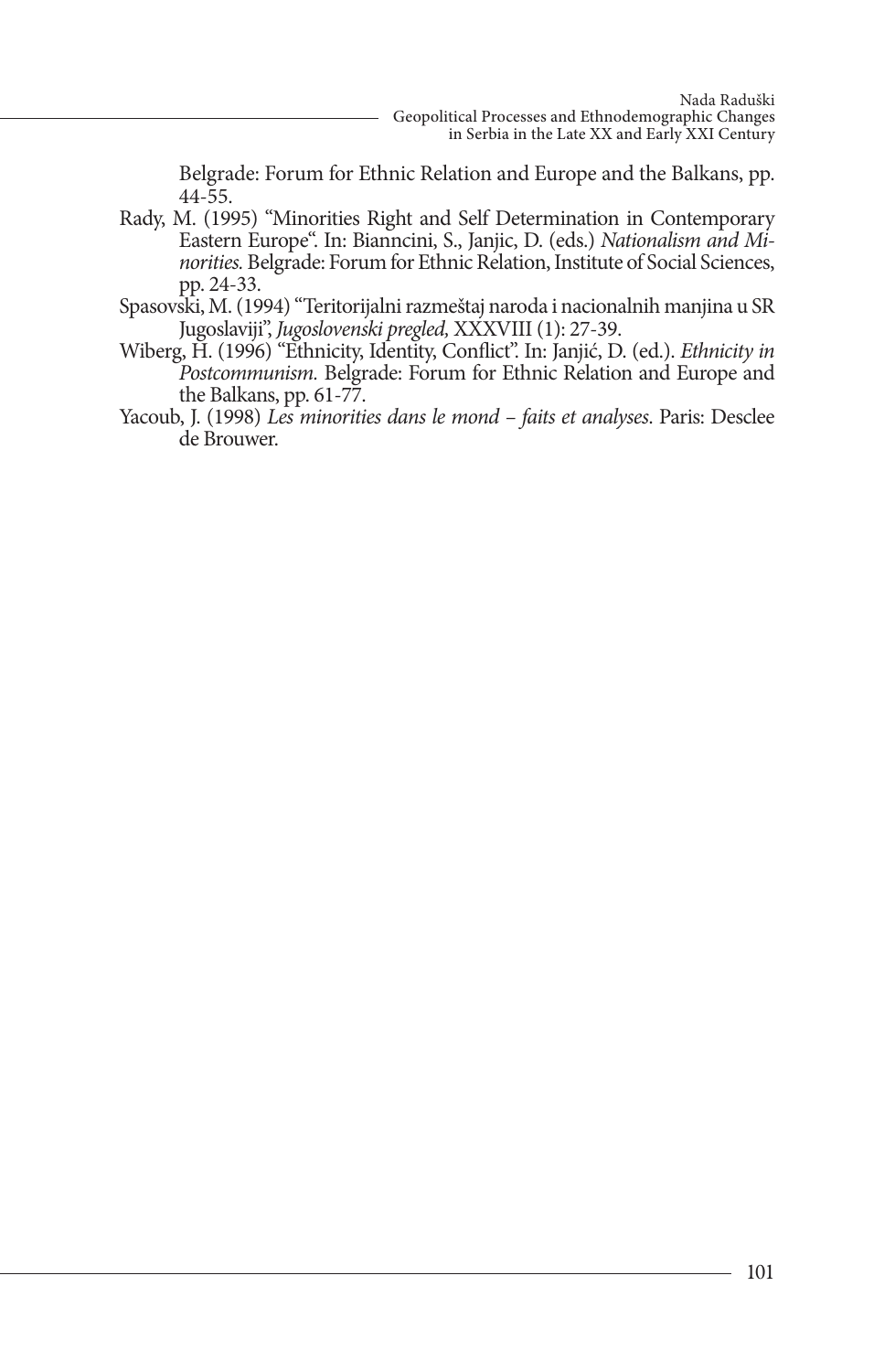Belgrade: Forum for Ethnic Relation and Europe and the Balkans, pp. 44-55.

Rady, M. (1995) "Minorities Right and Self Determination in Contemporary Eastern Europe". In: Bianncini, S., Janjic, D. (eds.) *Nationalism and Minorities.* Belgrade: Forum for Ethnic Relation, Institute of Social Sciences, pp. 24-33.

Spasovski, M. (1994) "Teritorijalni razmeštaj naroda i nacionalnih manjina u SR Jugoslaviji", *Jugoslovenski pregled,* XXXVIII (1): 27-39.

Wiberg, H. (1996) "Ethnicity, Identity, Conflict". In: Janjić, D. (ed.). *Ethnicity in Postcommunism.* Belgrade: Forum for Ethnic Relation and Europe and the Balkans, pp. 61-77.

Yacoub, J. (1998) *Les minorities dans le mond – faits et analyses*. Paris: Desclee de Brouwer.